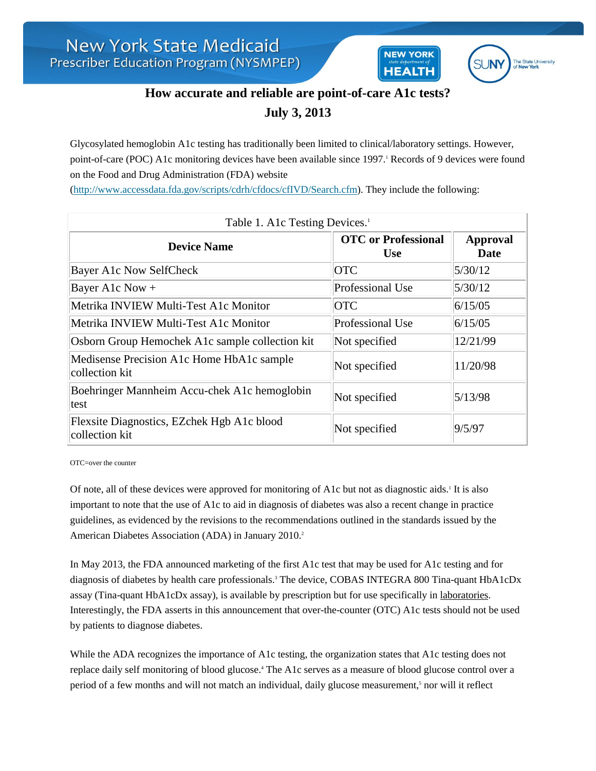New York State Medicaid Prescriber Education Program (NYSMPEP)

# How accurate and reliable are point-of-care A1c tests?

## July 3, 2013

Glycosylated hemoglobin A1c testing has traditionally been limited to clinical/laboratory settings. However, point-of-care (POC) A1c monitoring devices have been available since 1997.[1] Records of 9 devices were found on the Food and Drug Administration (FDA) website (http://www.accessdata.fda.gov/scripts/cdrh/cfdocs/cfIVD/Search.cfm). They include the following:

Table 1. A1c Testing Devices.[1]

| Device Name | OTC or Professional Use | Approval Date |
|---|---|---|
| Bayer A1c Now SelfCheck | OTC | 5/30/12 |
| Bayer A1c Now + | Professional Use | 5/30/12 |
| Metrika INVIEW Multi-Test A1c Monitor | OTC | 6/15/05 |
| Metrika INVIEW Multi-Test A1c Monitor | Professional Use | 6/15/05 |
| Osborn Group Hemochek A1c sample collection kit | Not specified | 12/21/99 |
| Medisense Precision A1c Home HbA1c sample collection kit | Not specified | 11/20/98 |
| Boehringer Mannheim Accu-chek A1c hemoglobin test | Not specified | 5/13/98 |
| Flexsite Diagnostics, EZchek Hgb A1c blood collection kit | Not specified | 9/5/97 |

OTC=over the counter

Of note, all of these devices were approved for monitoring of A1c but not as diagnostic aids.[1] It is also important to note that the use of A1c to aid in diagnosis of diabetes was also a recent change in practice guidelines, as evidenced by the revisions to the recommendations outlined in the standards issued by the American Diabetes Association (ADA) in January 2010.[2]

In May 2013, the FDA announced marketing of the first A1c test that may be used for A1c testing and for diagnosis of diabetes by health care professionals.[3] The device, COBAS INTEGRA 800 Tina-quant HbA1cDx assay (Tina-quant HbA1cDx assay), is available by prescription but for use specifically in laboratories. Interestingly, the FDA asserts in this announcement that over-the-counter (OTC) A1c tests should not be used by patients to diagnose diabetes.

While the ADA recognizes the importance of A1c testing, the organization states that A1c testing does not replace daily self monitoring of blood glucose.[4] The A1c serves as a measure of blood glucose control over a period of a few months and will not match an individual, daily glucose measurement,[5] nor will it reflect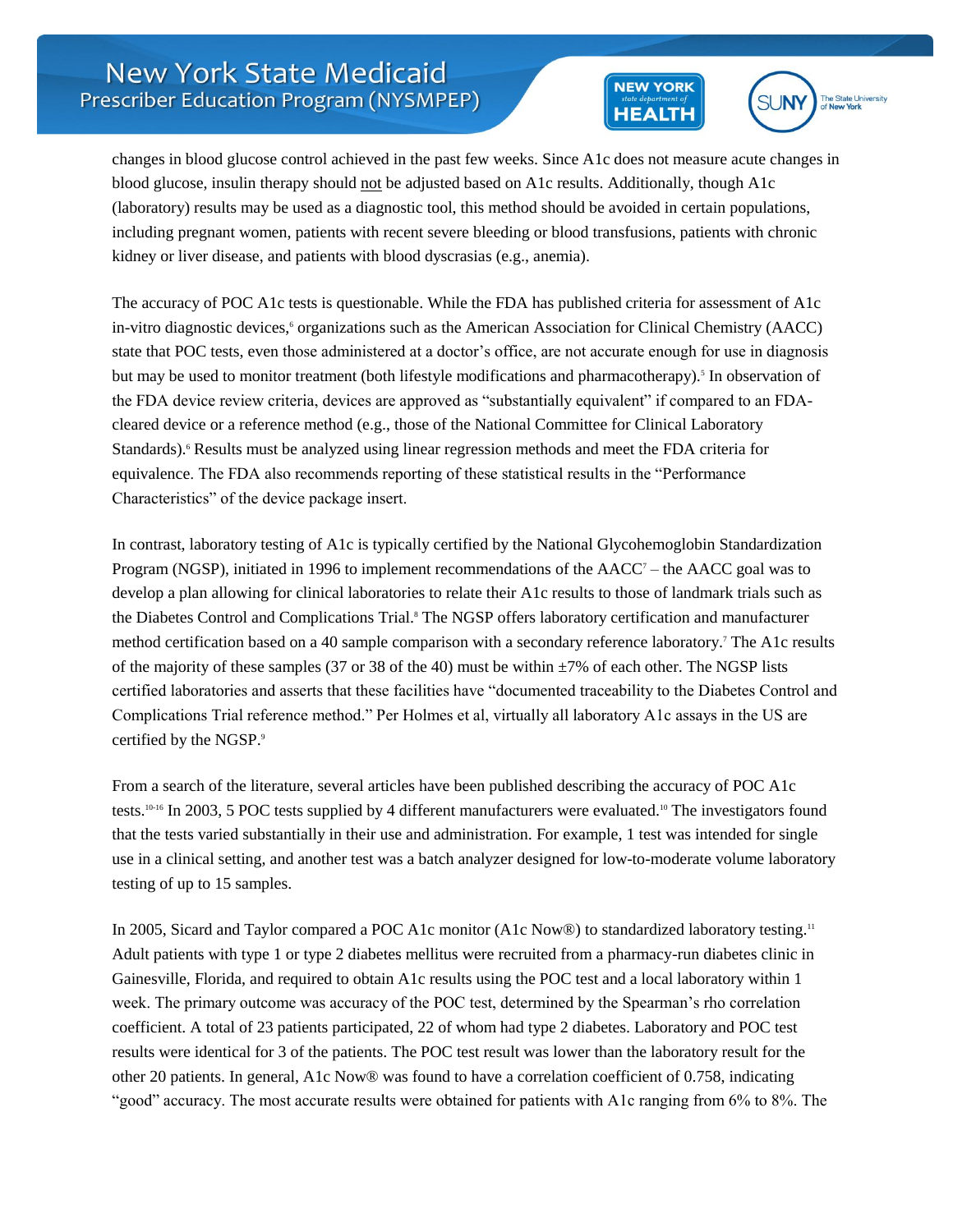changes in blood glucose control achieved in the past few weeks. Since A1c does not measure acute changes in blood glucose, insulin therapy should not be adjusted based on A1c results. Additionally, though A1c (laboratory) results may be used as a diagnostic tool, this method should be avoided in certain populations, including pregnant women, patients with recent severe bleeding or blood transfusions, patients with chronic kidney or liver disease, and patients with blood dyscrasias (e.g., anemia).

The accuracy of POC A1c tests is questionable. While the FDA has published criteria for assessment of A1c in-vitro diagnostic devices,[6] organizations such as the American Association for Clinical Chemistry (AACC) state that POC tests, even those administered at a doctor's office, are not accurate enough for use in diagnosis but may be used to monitor treatment (both lifestyle modifications and pharmacotherapy).[5] In observation of the FDA device review criteria, devices are approved as "substantially equivalent" if compared to an FDA-cleared device or a reference method (e.g., those of the National Committee for Clinical Laboratory Standards).[6] Results must be analyzed using linear regression methods and meet the FDA criteria for equivalence. The FDA also recommends reporting of these statistical results in the "Performance Characteristics" of the device package insert.

In contrast, laboratory testing of A1c is typically certified by the National Glycohemoglobin Standardization Program (NGSP), initiated in 1996 to implement recommendations of the AACC[7] – the AACC goal was to develop a plan allowing for clinical laboratories to relate their A1c results to those of landmark trials such as the Diabetes Control and Complications Trial.[8] The NGSP offers laboratory certification and manufacturer method certification based on a 40 sample comparison with a secondary reference laboratory.[7] The A1c results of the majority of these samples (37 or 38 of the 40) must be within ±7% of each other. The NGSP lists certified laboratories and asserts that these facilities have "documented traceability to the Diabetes Control and Complications Trial reference method." Per Holmes et al, virtually all laboratory A1c assays in the US are certified by the NGSP.[9]

From a search of the literature, several articles have been published describing the accuracy of POC A1c tests.[10-16] In 2003, 5 POC tests supplied by 4 different manufacturers were evaluated.[10] The investigators found that the tests varied substantially in their use and administration. For example, 1 test was intended for single use in a clinical setting, and another test was a batch analyzer designed for low-to-moderate volume laboratory testing of up to 15 samples.

In 2005, Sicard and Taylor compared a POC A1c monitor (A1c Now®) to standardized laboratory testing.[11] Adult patients with type 1 or type 2 diabetes mellitus were recruited from a pharmacy-run diabetes clinic in Gainesville, Florida, and required to obtain A1c results using the POC test and a local laboratory within 1 week. The primary outcome was accuracy of the POC test, determined by the Spearman's rho correlation coefficient. A total of 23 patients participated, 22 of whom had type 2 diabetes. Laboratory and POC test results were identical for 3 of the patients. The POC test result was lower than the laboratory result for the other 20 patients. In general, A1c Now® was found to have a correlation coefficient of 0.758, indicating "good" accuracy. The most accurate results were obtained for patients with A1c ranging from 6% to 8%. The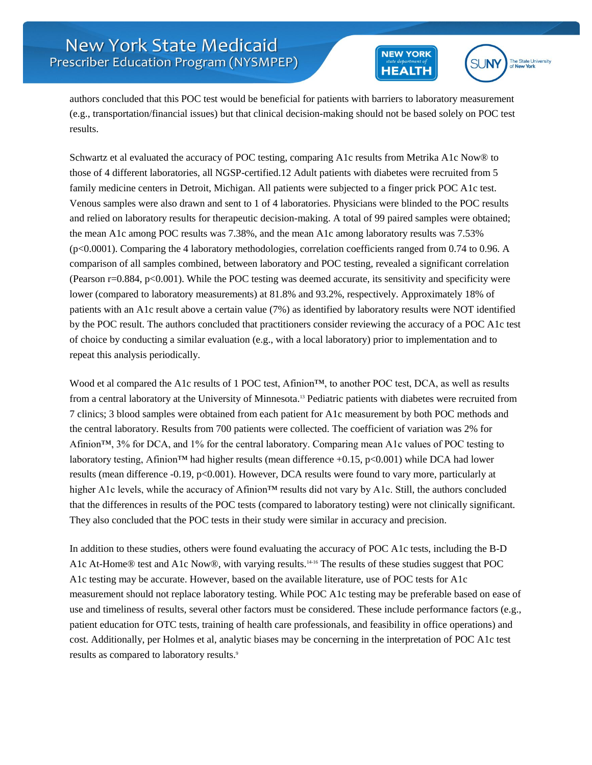authors concluded that this POC test would be beneficial for patients with barriers to laboratory measurement (e.g., transportation/financial issues) but that clinical decision-making should not be based solely on POC test results.

Schwartz et al evaluated the accuracy of POC testing, comparing A1c results from Metrika A1c Now® to those of 4 different laboratories, all NGSP-certified.12 Adult patients with diabetes were recruited from 5 family medicine centers in Detroit, Michigan. All patients were subjected to a finger prick POC A1c test. Venous samples were also drawn and sent to 1 of 4 laboratories. Physicians were blinded to the POC results and relied on laboratory results for therapeutic decision-making. A total of 99 paired samples were obtained; the mean A1c among POC results was 7.38%, and the mean A1c among laboratory results was 7.53% ($p<0.0001$). Comparing the 4 laboratory methodologies, correlation coefficients ranged from 0.74 to 0.96. A comparison of all samples combined, between laboratory and POC testing, revealed a significant correlation (Pearson $r=0.884$, $p<0.001$). While the POC testing was deemed accurate, its sensitivity and specificity were lower (compared to laboratory measurements) at 81.8% and 93.2%, respectively. Approximately 18% of patients with an A1c result above a certain value (7%) as identified by laboratory results were NOT identified by the POC result. The authors concluded that practitioners consider reviewing the accuracy of a POC A1c test of choice by conducting a similar evaluation (e.g., with a local laboratory) prior to implementation and to repeat this analysis periodically.

Wood et al compared the A1c results of 1 POC test, Afinion™, to another POC test, DCA, as well as results from a central laboratory at the University of Minnesota.[13] Pediatric patients with diabetes were recruited from 7 clinics; 3 blood samples were obtained from each patient for A1c measurement by both POC methods and the central laboratory. Results from 700 patients were collected. The coefficient of variation was 2% for Afinion™, 3% for DCA, and 1% for the central laboratory. Comparing mean A1c values of POC testing to laboratory testing, Afinion™ had higher results (mean difference +0.15, $p<0.001$) while DCA had lower results (mean difference -0.19, $p<0.001$). However, DCA results were found to vary more, particularly at higher A1c levels, while the accuracy of Afinion™ results did not vary by A1c. Still, the authors concluded that the differences in results of the POC tests (compared to laboratory testing) were not clinically significant. They also concluded that the POC tests in their study were similar in accuracy and precision.

In addition to these studies, others were found evaluating the accuracy of POC A1c tests, including the B-D A1c At-Home® test and A1c Now®, with varying results.[14-16] The results of these studies suggest that POC A1c testing may be accurate. However, based on the available literature, use of POC tests for A1c measurement should not replace laboratory testing. While POC A1c testing may be preferable based on ease of use and timeliness of results, several other factors must be considered. These include performance factors (e.g., patient education for OTC tests, training of health care professionals, and feasibility in office operations) and cost. Additionally, per Holmes et al, analytic biases may be concerning in the interpretation of POC A1c test results as compared to laboratory results.[9]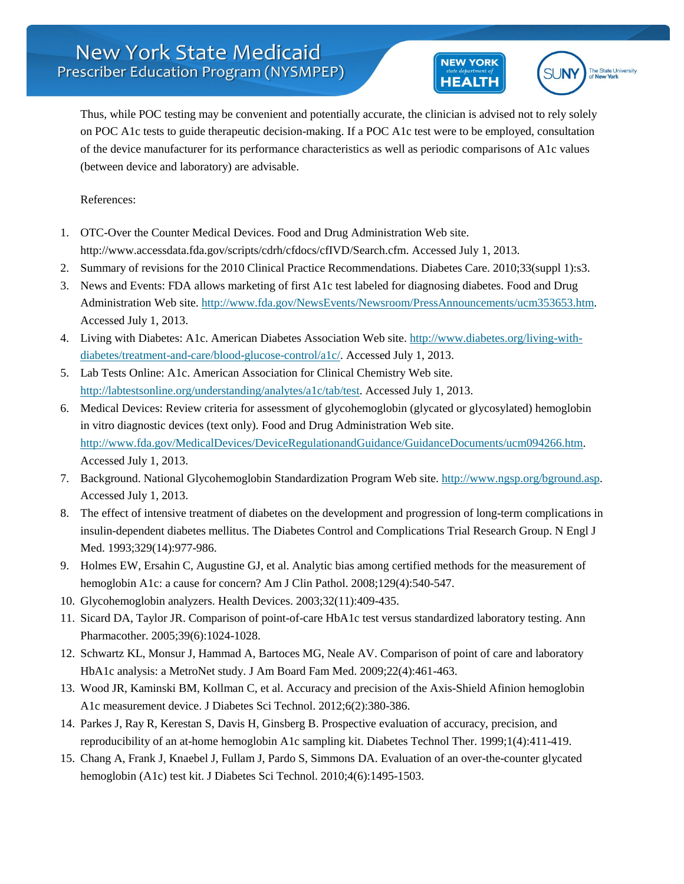Thus, while POC testing may be convenient and potentially accurate, the clinician is advised not to rely solely on POC A1c tests to guide therapeutic decision-making. If a POC A1c test were to be employed, consultation of the device manufacturer for its performance characteristics as well as periodic comparisons of A1c values (between device and laboratory) are advisable.

References:

1. OTC-Over the Counter Medical Devices. Food and Drug Administration Web site. http://www.accessdata.fda.gov/scripts/cdrh/cfdocs/cfIVD/Search.cfm. Accessed July 1, 2013.
2. Summary of revisions for the 2010 Clinical Practice Recommendations. Diabetes Care. 2010;33(suppl 1):s3.
3. News and Events: FDA allows marketing of first A1c test labeled for diagnosing diabetes. Food and Drug Administration Web site. http://www.fda.gov/NewsEvents/Newsroom/PressAnnouncements/ucm353653.htm. Accessed July 1, 2013.
4. Living with Diabetes: A1c. American Diabetes Association Web site. http://www.diabetes.org/living-with-diabetes/treatment-and-care/blood-glucose-control/a1c/. Accessed July 1, 2013.
5. Lab Tests Online: A1c. American Association for Clinical Chemistry Web site. http://labtestsonline.org/understanding/analytes/a1c/tab/test. Accessed July 1, 2013.
6. Medical Devices: Review criteria for assessment of glycohemoglobin (glycated or glycosylated) hemoglobin in vitro diagnostic devices (text only). Food and Drug Administration Web site. http://www.fda.gov/MedicalDevices/DeviceRegulationandGuidance/GuidanceDocuments/ucm094266.htm. Accessed July 1, 2013.
7. Background. National Glycohemoglobin Standardization Program Web site. http://www.ngsp.org/bground.asp. Accessed July 1, 2013.
8. The effect of intensive treatment of diabetes on the development and progression of long-term complications in insulin-dependent diabetes mellitus. The Diabetes Control and Complications Trial Research Group. N Engl J Med. 1993;329(14):977-986.
9. Holmes EW, Ersahin C, Augustine GJ, et al. Analytic bias among certified methods for the measurement of hemoglobin A1c: a cause for concern? Am J Clin Pathol. 2008;129(4):540-547.
10. Glycohemoglobin analyzers. Health Devices. 2003;32(11):409-435.
11. Sicard DA, Taylor JR. Comparison of point-of-care HbA1c test versus standardized laboratory testing. Ann Pharmacother. 2005;39(6):1024-1028.
12. Schwartz KL, Monsur J, Hammad A, Bartoces MG, Neale AV. Comparison of point of care and laboratory HbA1c analysis: a MetroNet study. J Am Board Fam Med. 2009;22(4):461-463.
13. Wood JR, Kaminski BM, Kollman C, et al. Accuracy and precision of the Axis-Shield Afinion hemoglobin A1c measurement device. J Diabetes Sci Technol. 2012;6(2):380-386.
14. Parkes J, Ray R, Kerestan S, Davis H, Ginsberg B. Prospective evaluation of accuracy, precision, and reproducibility of an at-home hemoglobin A1c sampling kit. Diabetes Technol Ther. 1999;1(4):411-419.
15. Chang A, Frank J, Knaebel J, Fullam J, Pardo S, Simmons DA. Evaluation of an over-the-counter glycated hemoglobin (A1c) test kit. J Diabetes Sci Technol. 2010;4(6):1495-1503.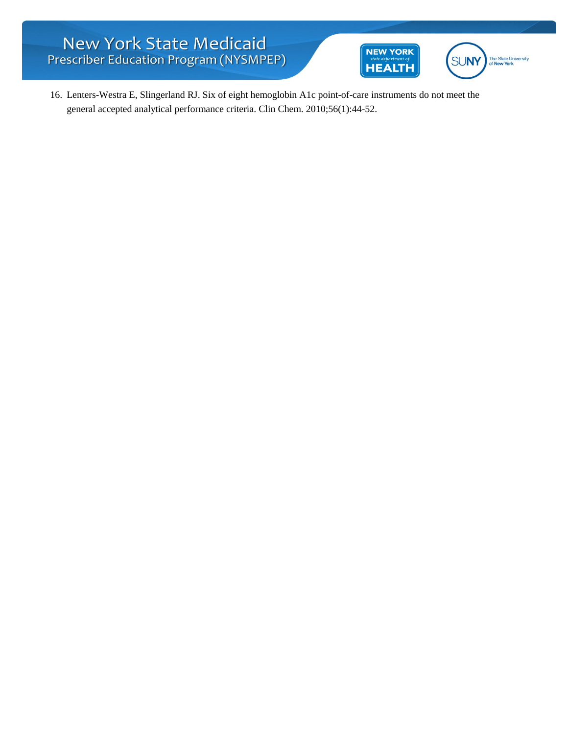16. Lenters-Westra E, Slingerland RJ. Six of eight hemoglobin A1c point-of-care instruments do not meet the general accepted analytical performance criteria. Clin Chem. 2010;56(1):44-52.